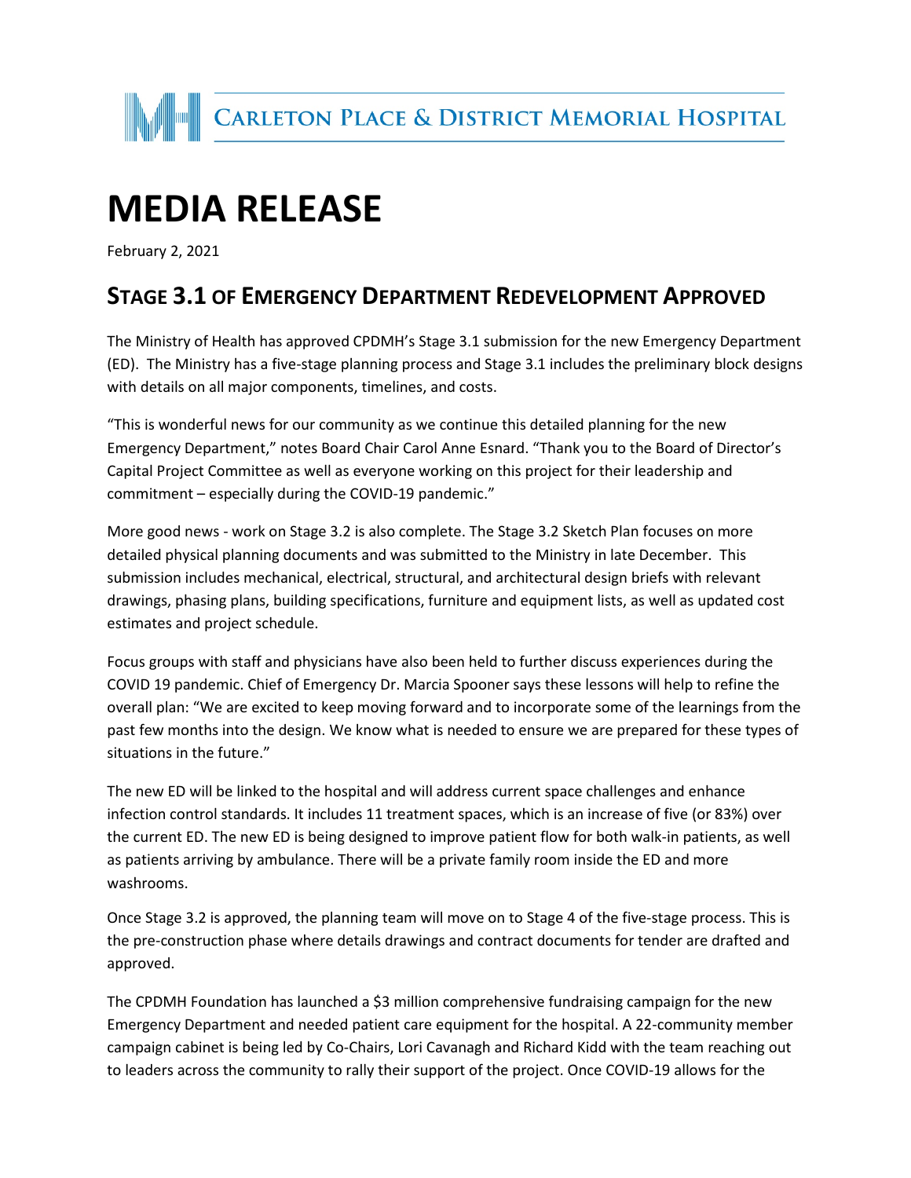CARLETON PLACE & DISTRICT MEMORIAL HOSPITAL

# MEDIA RELEASE

February 2, 2021

## STAGE 3.1 OF EMERGENCY DEPARTMENT REDEVELOPMENT APPROVED

The Ministry of Health has approved CPDMH's Stage 3.1 submission for the new Emergency Department (ED). The Ministry has a five-stage planning process and Stage 3.1 includes the preliminary block designs with details on all major components, timelines, and costs.

"This is wonderful news for our community as we continue this detailed planning for the new Emergency Department," notes Board Chair Carol Anne Esnard. "Thank you to the Board of Director's Capital Project Committee as well as everyone working on this project for their leadership and commitment – especially during the COVID-19 pandemic."

More good news - work on Stage 3.2 is also complete. The Stage 3.2 Sketch Plan focuses on more detailed physical planning documents and was submitted to the Ministry in late December. This submission includes mechanical, electrical, structural, and architectural design briefs with relevant drawings, phasing plans, building specifications, furniture and equipment lists, as well as updated cost estimates and project schedule.

Focus groups with staff and physicians have also been held to further discuss experiences during the COVID 19 pandemic. Chief of Emergency Dr. Marcia Spooner says these lessons will help to refine the overall plan: "We are excited to keep moving forward and to incorporate some of the learnings from the past few months into the design. We know what is needed to ensure we are prepared for these types of situations in the future."

The new ED will be linked to the hospital and will address current space challenges and enhance infection control standards. It includes 11 treatment spaces, which is an increase of five (or 83%) over the current ED. The new ED is being designed to improve patient flow for both walk-in patients, as well as patients arriving by ambulance. There will be a private family room inside the ED and more washrooms.

Once Stage 3.2 is approved, the planning team will move on to Stage 4 of the five-stage process. This is the pre-construction phase where details drawings and contract documents for tender are drafted and approved.

The CPDMH Foundation has launched a $3 million comprehensive fundraising campaign for the new Emergency Department and needed patient care equipment for the hospital. A 22-community member campaign cabinet is being led by Co-Chairs, Lori Cavanagh and Richard Kidd with the team reaching out to leaders across the community to rally their support of the project. Once COVID-19 allows for the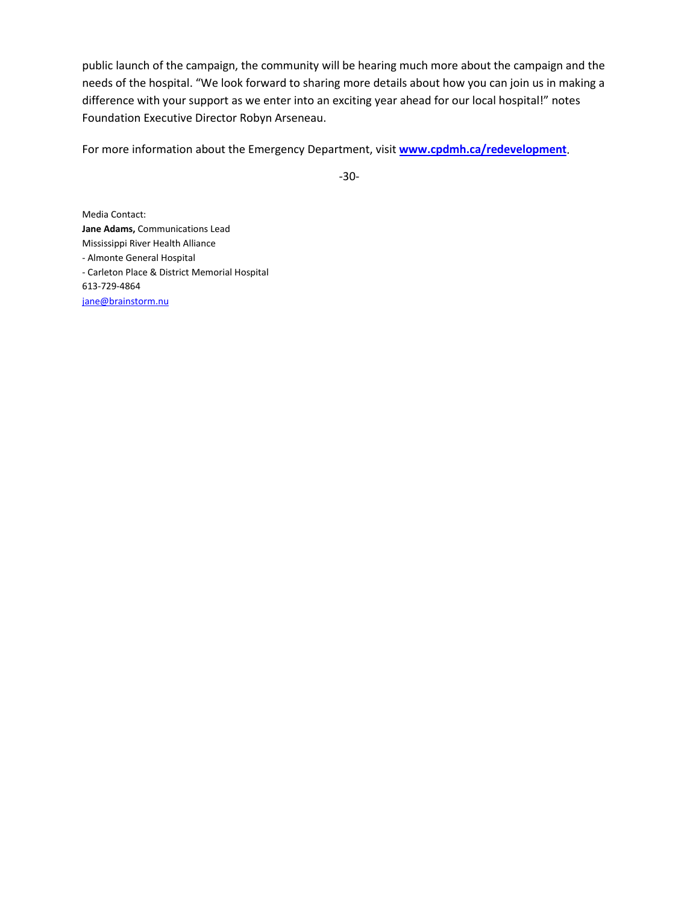public launch of the campaign, the community will be hearing much more about the campaign and the needs of the hospital. “We look forward to sharing more details about how you can join us in making a difference with your support as we enter into an exciting year ahead for our local hospital!” notes Foundation Executive Director Robyn Arseneau.

For more information about the Emergency Department, visit **www.cpdmh.ca/redevelopment**.

-30-

Media Contact:
**Jane Adams,** Communications Lead
Mississippi River Health Alliance
- Almonte General Hospital
- Carleton Place & District Memorial Hospital
613-729-4864
jane@brainstorm.nu